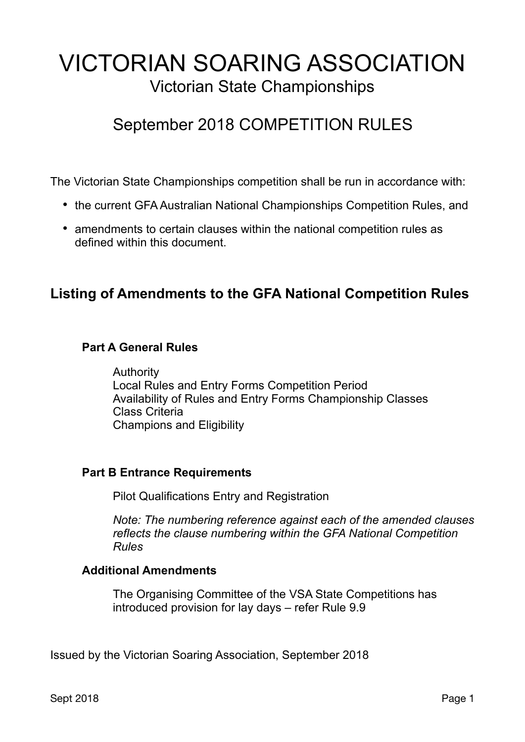# VICTORIAN SOARING ASSOCIATION

Victorian State Championships

## September 2018 COMPETITION RULES

The Victorian State Championships competition shall be run in accordance with:

- the current GFA Australian National Championships Competition Rules, and
- amendments to certain clauses within the national competition rules as defined within this document.

## Listing of Amendments to the GFA National Competition Rules

### Part A General Rules

Authority
Local Rules and Entry Forms Competition Period
Availability of Rules and Entry Forms Championship Classes
Class Criteria
Champions and Eligibility

### Part B Entrance Requirements

Pilot Qualifications Entry and Registration

*Note: The numbering reference against each of the amended clauses reflects the clause numbering within the GFA National Competition Rules*

### Additional Amendments

The Organising Committee of the VSA State Competitions has introduced provision for lay days – refer Rule 9.9

Issued by the Victorian Soaring Association, September 2018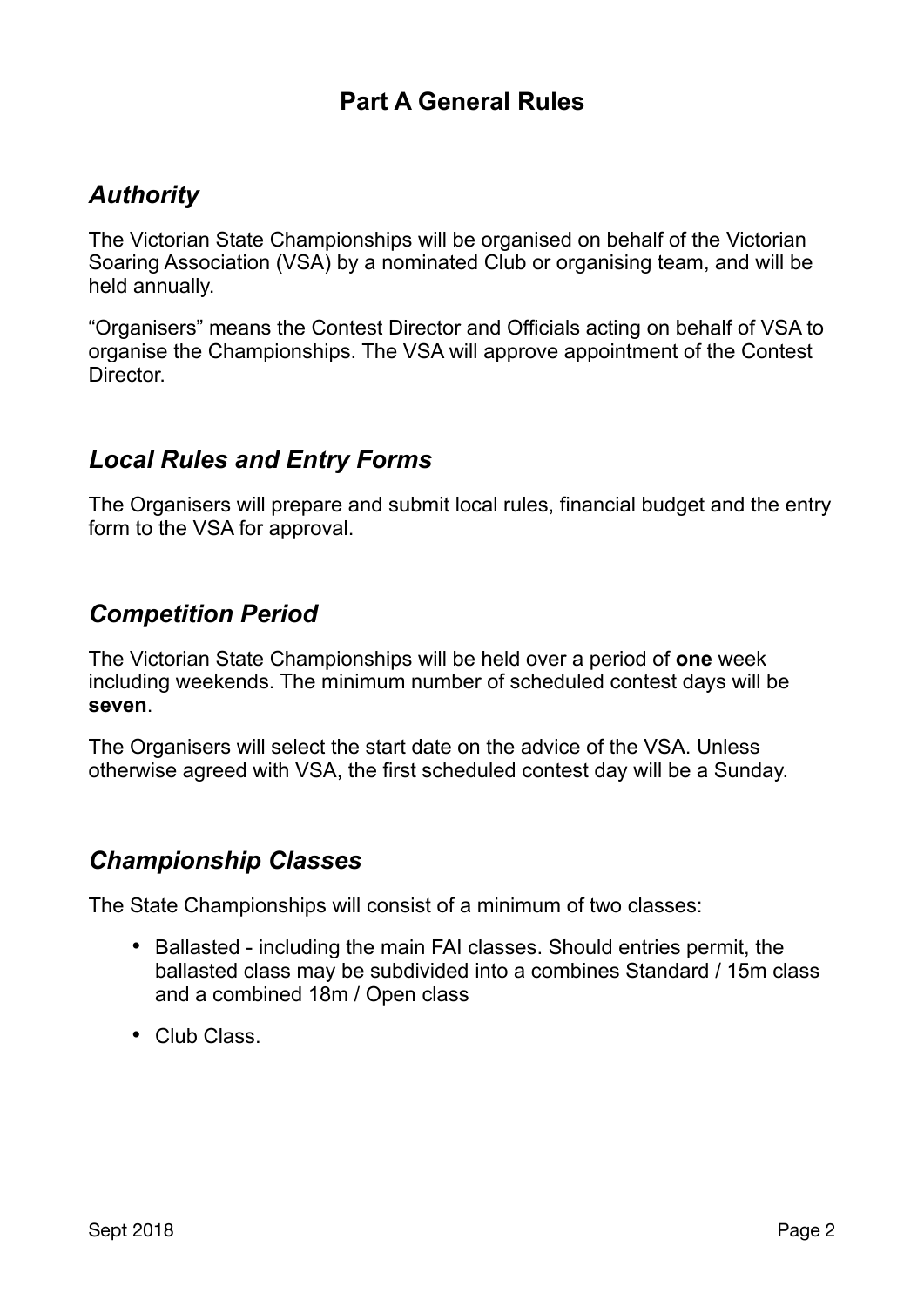## Part A General Rules

### *Authority*

The Victorian State Championships will be organised on behalf of the Victorian Soaring Association (VSA) by a nominated Club or organising team, and will be held annually.

“Organisers” means the Contest Director and Officials acting on behalf of VSA to organise the Championships. The VSA will approve appointment of the Contest Director.

### *Local Rules and Entry Forms*

The Organisers will prepare and submit local rules, financial budget and the entry form to the VSA for approval.

### *Competition Period*

The Victorian State Championships will be held over a period of **one** week including weekends. The minimum number of scheduled contest days will be **seven**.

The Organisers will select the start date on the advice of the VSA. Unless otherwise agreed with VSA, the first scheduled contest day will be a Sunday.

### *Championship Classes*

The State Championships will consist of a minimum of two classes:

- Ballasted - including the main FAI classes. Should entries permit, the ballasted class may be subdivided into a combines Standard / 15m class and a combined 18m / Open class
- Club Class.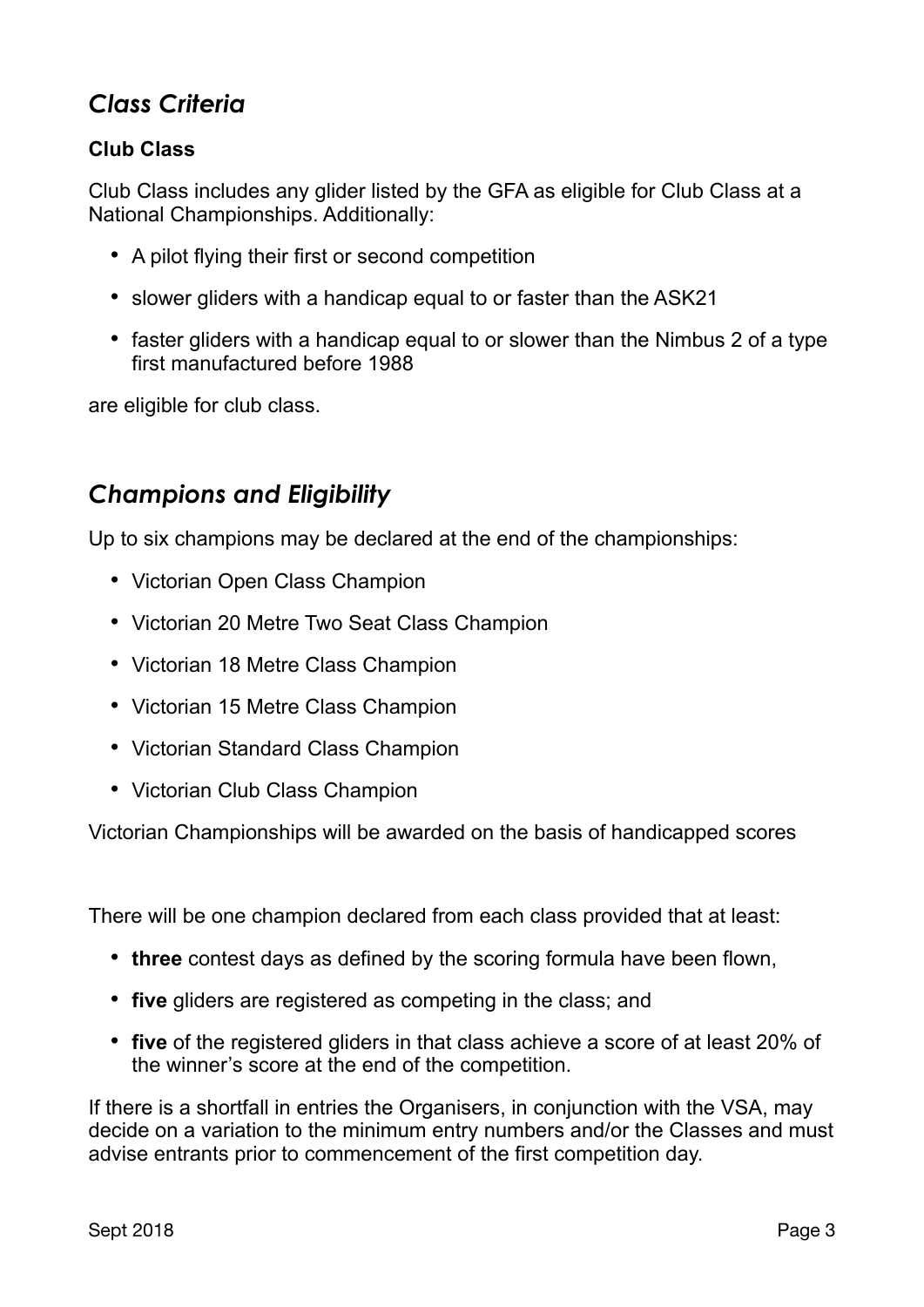## *Class Criteria*

### Club Class

Club Class includes any glider listed by the GFA as eligible for Club Class at a National Championships. Additionally:

- A pilot flying their first or second competition
- slower gliders with a handicap equal to or faster than the ASK21
- faster gliders with a handicap equal to or slower than the Nimbus 2 of a type first manufactured before 1988

are eligible for club class.

## *Champions and Eligibility*

Up to six champions may be declared at the end of the championships:

- Victorian Open Class Champion
- Victorian 20 Metre Two Seat Class Champion
- Victorian 18 Metre Class Champion
- Victorian 15 Metre Class Champion
- Victorian Standard Class Champion
- Victorian Club Class Champion

Victorian Championships will be awarded on the basis of handicapped scores

There will be one champion declared from each class provided that at least:

- **three** contest days as defined by the scoring formula have been flown,
- **five** gliders are registered as competing in the class; and
- **five** of the registered gliders in that class achieve a score of at least 20% of the winner's score at the end of the competition.

If there is a shortfall in entries the Organisers, in conjunction with the VSA, may decide on a variation to the minimum entry numbers and/or the Classes and must advise entrants prior to commencement of the first competition day.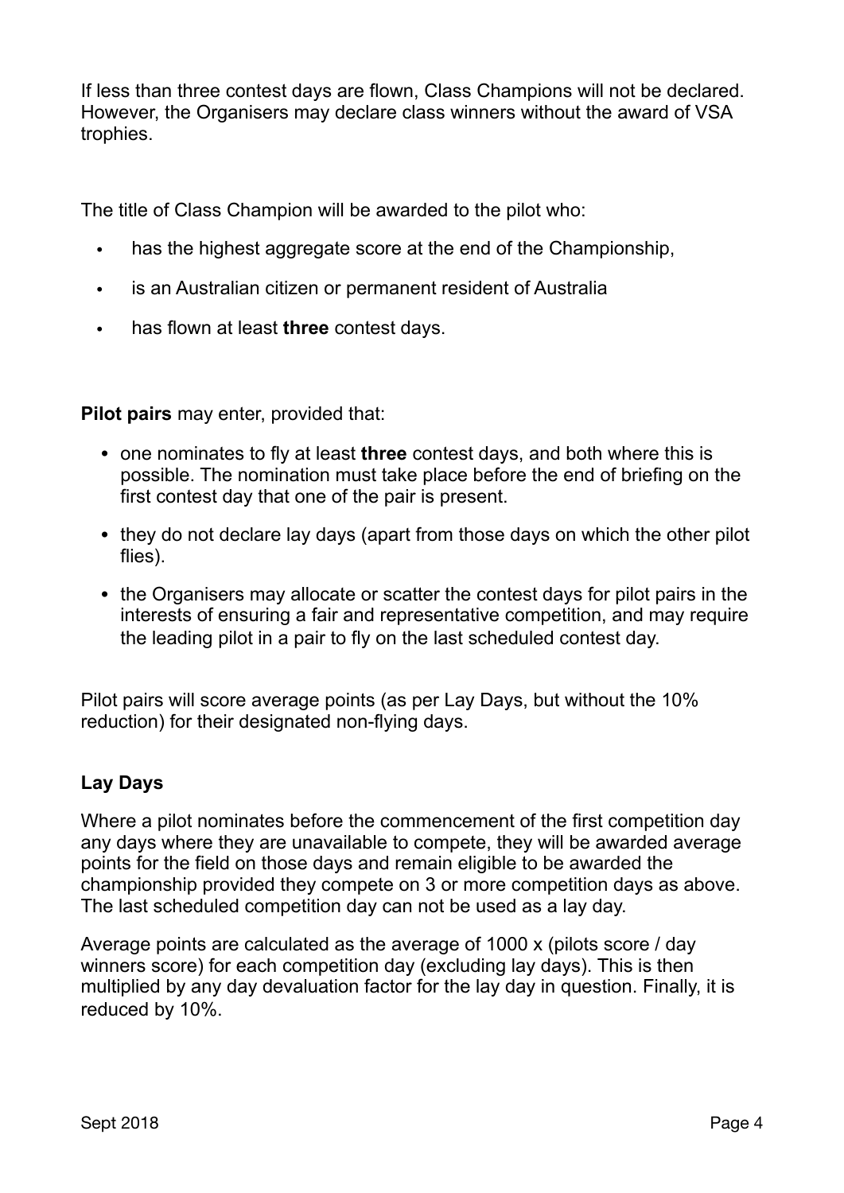If less than three contest days are flown, Class Champions will not be declared. However, the Organisers may declare class winners without the award of VSA trophies.

The title of Class Champion will be awarded to the pilot who:

- has the highest aggregate score at the end of the Championship,
- is an Australian citizen or permanent resident of Australia
- has flown at least **three** contest days.

**Pilot pairs** may enter, provided that:

- one nominates to fly at least **three** contest days, and both where this is possible. The nomination must take place before the end of briefing on the first contest day that one of the pair is present.
- they do not declare lay days (apart from those days on which the other pilot flies).
- the Organisers may allocate or scatter the contest days for pilot pairs in the interests of ensuring a fair and representative competition, and may require the leading pilot in a pair to fly on the last scheduled contest day.

Pilot pairs will score average points (as per Lay Days, but without the 10% reduction) for their designated non-flying days.

## Lay Days

Where a pilot nominates before the commencement of the first competition day any days where they are unavailable to compete, they will be awarded average points for the field on those days and remain eligible to be awarded the championship provided they compete on 3 or more competition days as above. The last scheduled competition day can not be used as a lay day.

Average points are calculated as the average of 1000 x (pilots score / day winners score) for each competition day (excluding lay days). This is then multiplied by any day devaluation factor for the lay day in question. Finally, it is reduced by 10%.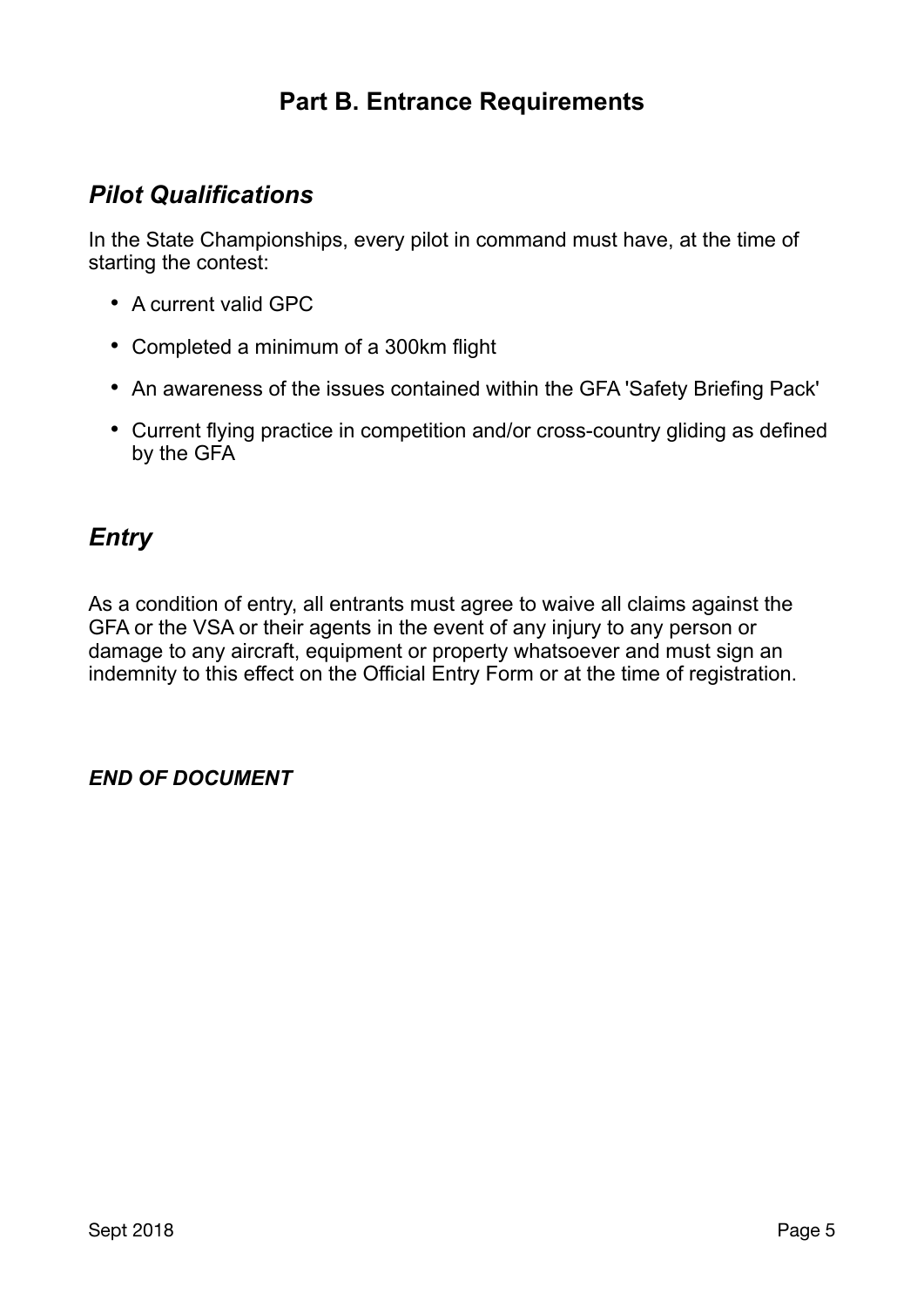## Part B. Entrance Requirements

### *Pilot Qualifications*

In the State Championships, every pilot in command must have, at the time of starting the contest:

- A current valid GPC
- Completed a minimum of a 300km flight
- An awareness of the issues contained within the GFA 'Safety Briefing Pack'
- Current flying practice in competition and/or cross-country gliding as defined by the GFA

### *Entry*

As a condition of entry, all entrants must agree to waive all claims against the GFA or the VSA or their agents in the event of any injury to any person or damage to any aircraft, equipment or property whatsoever and must sign an indemnity to this effect on the Official Entry Form or at the time of registration.

***END OF DOCUMENT***